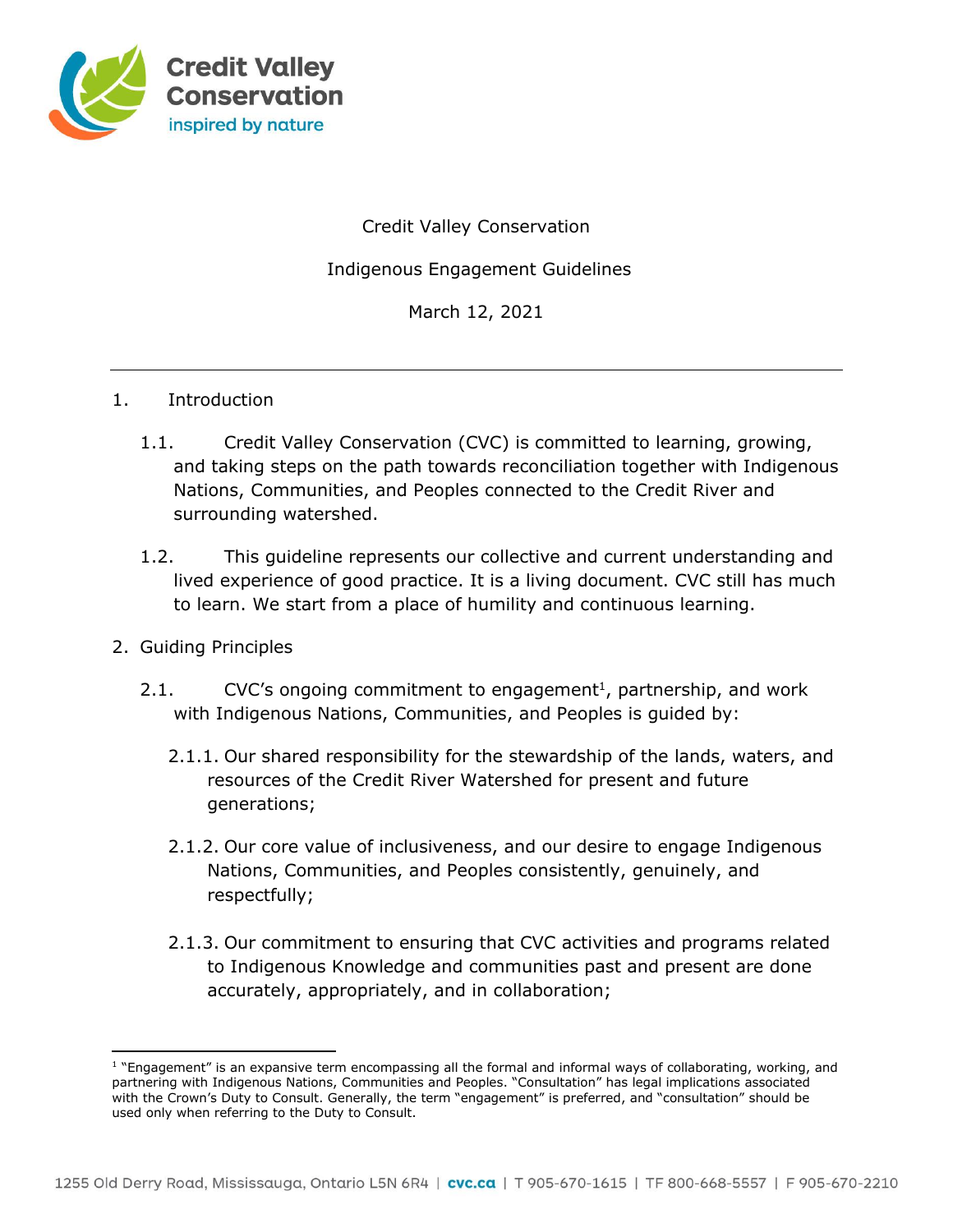Credit Valley Conservation

Indigenous Engagement Guidelines

March 12, 2021

---

## 1. Introduction

1.1. Credit Valley Conservation (CVC) is committed to learning, growing, and taking steps on the path towards reconciliation together with Indigenous Nations, Communities, and Peoples connected to the Credit River and surrounding watershed.

1.2. This guideline represents our collective and current understanding and lived experience of good practice. It is a living document. CVC still has much to learn. We start from a place of humility and continuous learning.

## 2. Guiding Principles

2.1. CVC's ongoing commitment to engagement[1], partnership, and work with Indigenous Nations, Communities, and Peoples is guided by:

2.1.1. Our shared responsibility for the stewardship of the lands, waters, and resources of the Credit River Watershed for present and future generations;

2.1.2. Our core value of inclusiveness, and our desire to engage Indigenous Nations, Communities, and Peoples consistently, genuinely, and respectfully;

2.1.3. Our commitment to ensuring that CVC activities and programs related to Indigenous Knowledge and communities past and present are done accurately, appropriately, and in collaboration;

---

[1] "Engagement" is an expansive term encompassing all the formal and informal ways of collaborating, working, and partnering with Indigenous Nations, Communities and Peoples. "Consultation" has legal implications associated with the Crown's Duty to Consult. Generally, the term "engagement" is preferred, and "consultation" should be used only when referring to the Duty to Consult.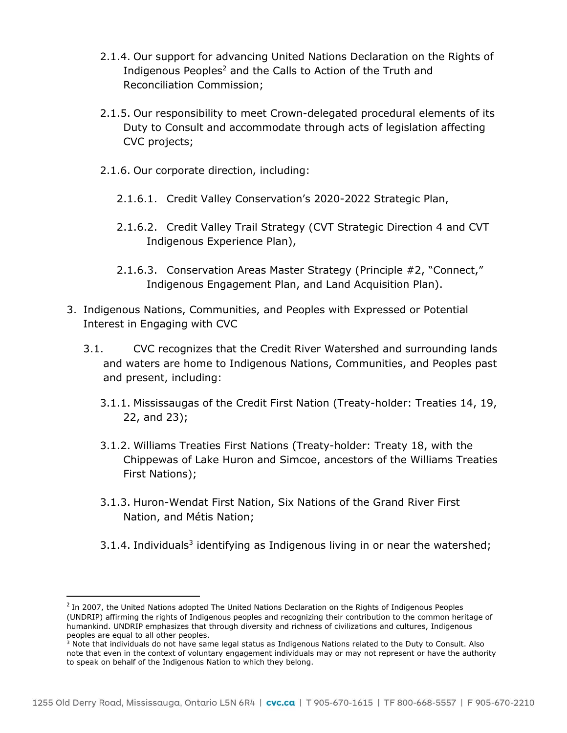2.1.4. Our support for advancing United Nations Declaration on the Rights of Indigenous Peoples[2] and the Calls to Action of the Truth and Reconciliation Commission;

2.1.5. Our responsibility to meet Crown-delegated procedural elements of its Duty to Consult and accommodate through acts of legislation affecting CVC projects;

2.1.6. Our corporate direction, including:

2.1.6.1. Credit Valley Conservation's 2020-2022 Strategic Plan,

2.1.6.2. Credit Valley Trail Strategy (CVT Strategic Direction 4 and CVT Indigenous Experience Plan),

2.1.6.3. Conservation Areas Master Strategy (Principle #2, "Connect," Indigenous Engagement Plan, and Land Acquisition Plan).

3. Indigenous Nations, Communities, and Peoples with Expressed or Potential Interest in Engaging with CVC

3.1. CVC recognizes that the Credit River Watershed and surrounding lands and waters are home to Indigenous Nations, Communities, and Peoples past and present, including:

3.1.1. Mississaugas of the Credit First Nation (Treaty-holder: Treaties 14, 19, 22, and 23);

3.1.2. Williams Treaties First Nations (Treaty-holder: Treaty 18, with the Chippewas of Lake Huron and Simcoe, ancestors of the Williams Treaties First Nations);

3.1.3. Huron-Wendat First Nation, Six Nations of the Grand River First Nation, and Métis Nation;

3.1.4. Individuals[3] identifying as Indigenous living in or near the watershed;

---

[2] In 2007, the United Nations adopted The United Nations Declaration on the Rights of Indigenous Peoples (UNDRIP) affirming the rights of Indigenous peoples and recognizing their contribution to the common heritage of humankind. UNDRIP emphasizes that through diversity and richness of civilizations and cultures, Indigenous peoples are equal to all other peoples.

[3] Note that individuals do not have same legal status as Indigenous Nations related to the Duty to Consult. Also note that even in the context of voluntary engagement individuals may or may not represent or have the authority to speak on behalf of the Indigenous Nation to which they belong.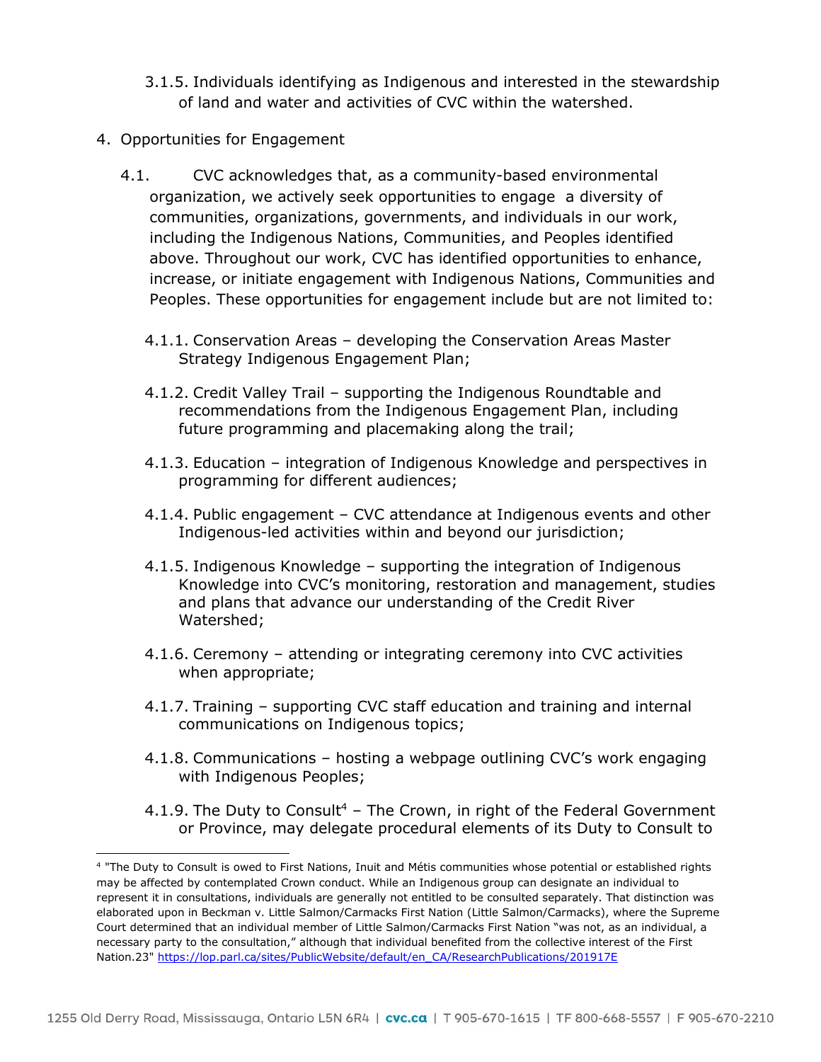3.1.5. Individuals identifying as Indigenous and interested in the stewardship of land and water and activities of CVC within the watershed.

4. Opportunities for Engagement

4.1. CVC acknowledges that, as a community-based environmental organization, we actively seek opportunities to engage a diversity of communities, organizations, governments, and individuals in our work, including the Indigenous Nations, Communities, and Peoples identified above. Throughout our work, CVC has identified opportunities to enhance, increase, or initiate engagement with Indigenous Nations, Communities and Peoples. These opportunities for engagement include but are not limited to:

4.1.1. Conservation Areas – developing the Conservation Areas Master Strategy Indigenous Engagement Plan;

4.1.2. Credit Valley Trail – supporting the Indigenous Roundtable and recommendations from the Indigenous Engagement Plan, including future programming and placemaking along the trail;

4.1.3. Education – integration of Indigenous Knowledge and perspectives in programming for different audiences;

4.1.4. Public engagement – CVC attendance at Indigenous events and other Indigenous-led activities within and beyond our jurisdiction;

4.1.5. Indigenous Knowledge – supporting the integration of Indigenous Knowledge into CVC's monitoring, restoration and management, studies and plans that advance our understanding of the Credit River Watershed;

4.1.6. Ceremony – attending or integrating ceremony into CVC activities when appropriate;

4.1.7. Training – supporting CVC staff education and training and internal communications on Indigenous topics;

4.1.8. Communications – hosting a webpage outlining CVC's work engaging with Indigenous Peoples;

4.1.9. The Duty to Consult[4] – The Crown, in right of the Federal Government or Province, may delegate procedural elements of its Duty to Consult to

---

[4] "The Duty to Consult is owed to First Nations, Inuit and Métis communities whose potential or established rights may be affected by contemplated Crown conduct. While an Indigenous group can designate an individual to represent it in consultations, individuals are generally not entitled to be consulted separately. That distinction was elaborated upon in Beckman v. Little Salmon/Carmacks First Nation (Little Salmon/Carmacks), where the Supreme Court determined that an individual member of Little Salmon/Carmacks First Nation "was not, as an individual, a necessary party to the consultation," although that individual benefited from the collective interest of the First Nation.23" https://lop.parl.ca/sites/PublicWebsite/default/en_CA/ResearchPublications/201917E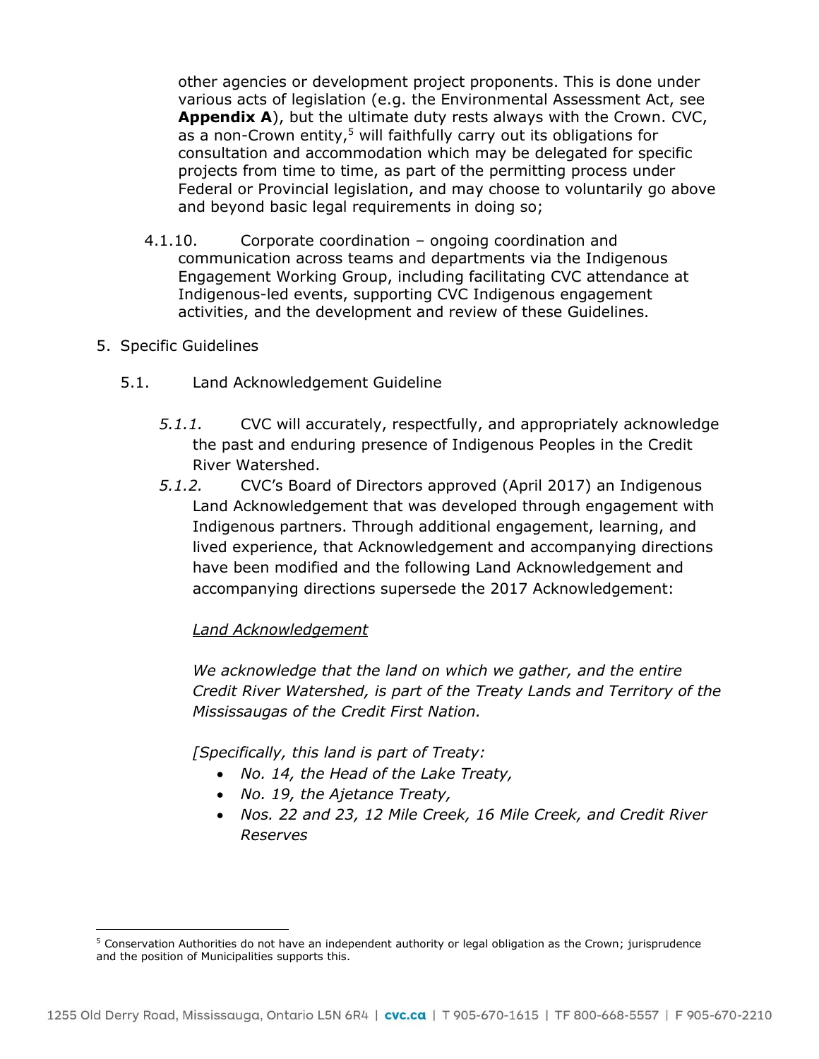other agencies or development project proponents. This is done under various acts of legislation (e.g. the Environmental Assessment Act, see **Appendix A**), but the ultimate duty rests always with the Crown. CVC, as a non-Crown entity,[5] will faithfully carry out its obligations for consultation and accommodation which may be delegated for specific projects from time to time, as part of the permitting process under Federal or Provincial legislation, and may choose to voluntarily go above and beyond basic legal requirements in doing so;

4.1.10. Corporate coordination – ongoing coordination and communication across teams and departments via the Indigenous Engagement Working Group, including facilitating CVC attendance at Indigenous-led events, supporting CVC Indigenous engagement activities, and the development and review of these Guidelines.

5. Specific Guidelines

5.1. Land Acknowledgement Guideline

*5.1.1.* CVC will accurately, respectfully, and appropriately acknowledge the past and enduring presence of Indigenous Peoples in the Credit River Watershed.

*5.1.2.* CVC's Board of Directors approved (April 2017) an Indigenous Land Acknowledgement that was developed through engagement with Indigenous partners. Through additional engagement, learning, and lived experience, that Acknowledgement and accompanying directions have been modified and the following Land Acknowledgement and accompanying directions supersede the 2017 Acknowledgement:

<u>*Land Acknowledgement*</u>

*We acknowledge that the land on which we gather, and the entire Credit River Watershed, is part of the Treaty Lands and Territory of the Mississaugas of the Credit First Nation.*

*[Specifically, this land is part of Treaty:*

- *No. 14, the Head of the Lake Treaty,*
- *No. 19, the Ajetance Treaty,*
- *Nos. 22 and 23, 12 Mile Creek, 16 Mile Creek, and Credit River Reserves*

---

[5] Conservation Authorities do not have an independent authority or legal obligation as the Crown; jurisprudence and the position of Municipalities supports this.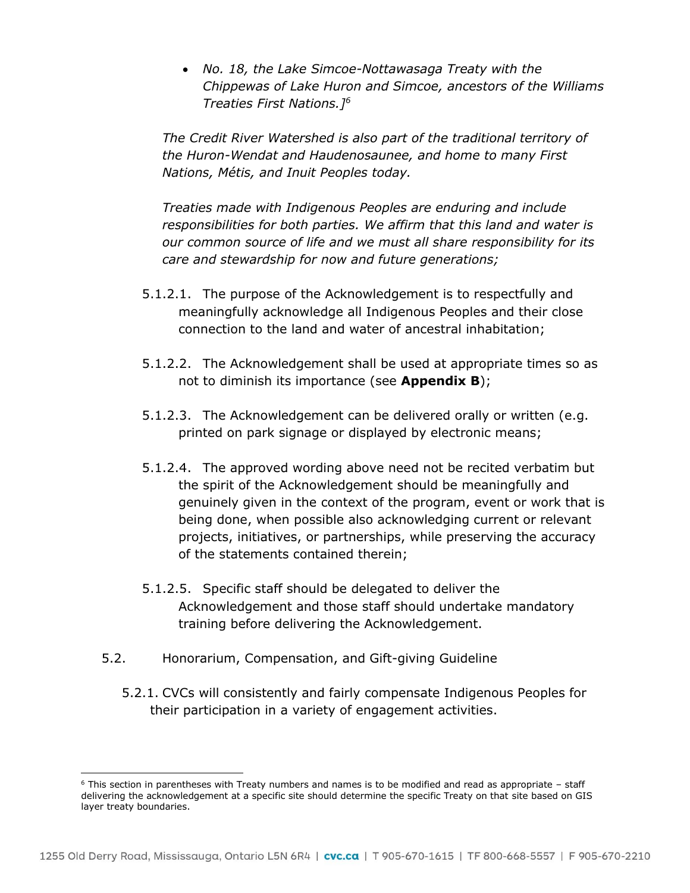- *No. 18, the Lake Simcoe-Nottawasaga Treaty with the Chippewas of Lake Huron and Simcoe, ancestors of the Williams Treaties First Nations.]*[6]

*The Credit River Watershed is also part of the traditional territory of the Huron-Wendat and Haudenosaunee, and home to many First Nations, Métis, and Inuit Peoples today.*

*Treaties made with Indigenous Peoples are enduring and include responsibilities for both parties. We affirm that this land and water is our common source of life and we must all share responsibility for its care and stewardship for now and future generations;*

5.1.2.1. The purpose of the Acknowledgement is to respectfully and meaningfully acknowledge all Indigenous Peoples and their close connection to the land and water of ancestral inhabitation;

5.1.2.2. The Acknowledgement shall be used at appropriate times so as not to diminish its importance (see **Appendix B**);

5.1.2.3. The Acknowledgement can be delivered orally or written (e.g. printed on park signage or displayed by electronic means;

5.1.2.4. The approved wording above need not be recited verbatim but the spirit of the Acknowledgement should be meaningfully and genuinely given in the context of the program, event or work that is being done, when possible also acknowledging current or relevant projects, initiatives, or partnerships, while preserving the accuracy of the statements contained therein;

5.1.2.5. Specific staff should be delegated to deliver the Acknowledgement and those staff should undertake mandatory training before delivering the Acknowledgement.

5.2. Honorarium, Compensation, and Gift-giving Guideline

5.2.1. CVCs will consistently and fairly compensate Indigenous Peoples for their participation in a variety of engagement activities.

---

[6] This section in parentheses with Treaty numbers and names is to be modified and read as appropriate – staff delivering the acknowledgement at a specific site should determine the specific Treaty on that site based on GIS layer treaty boundaries.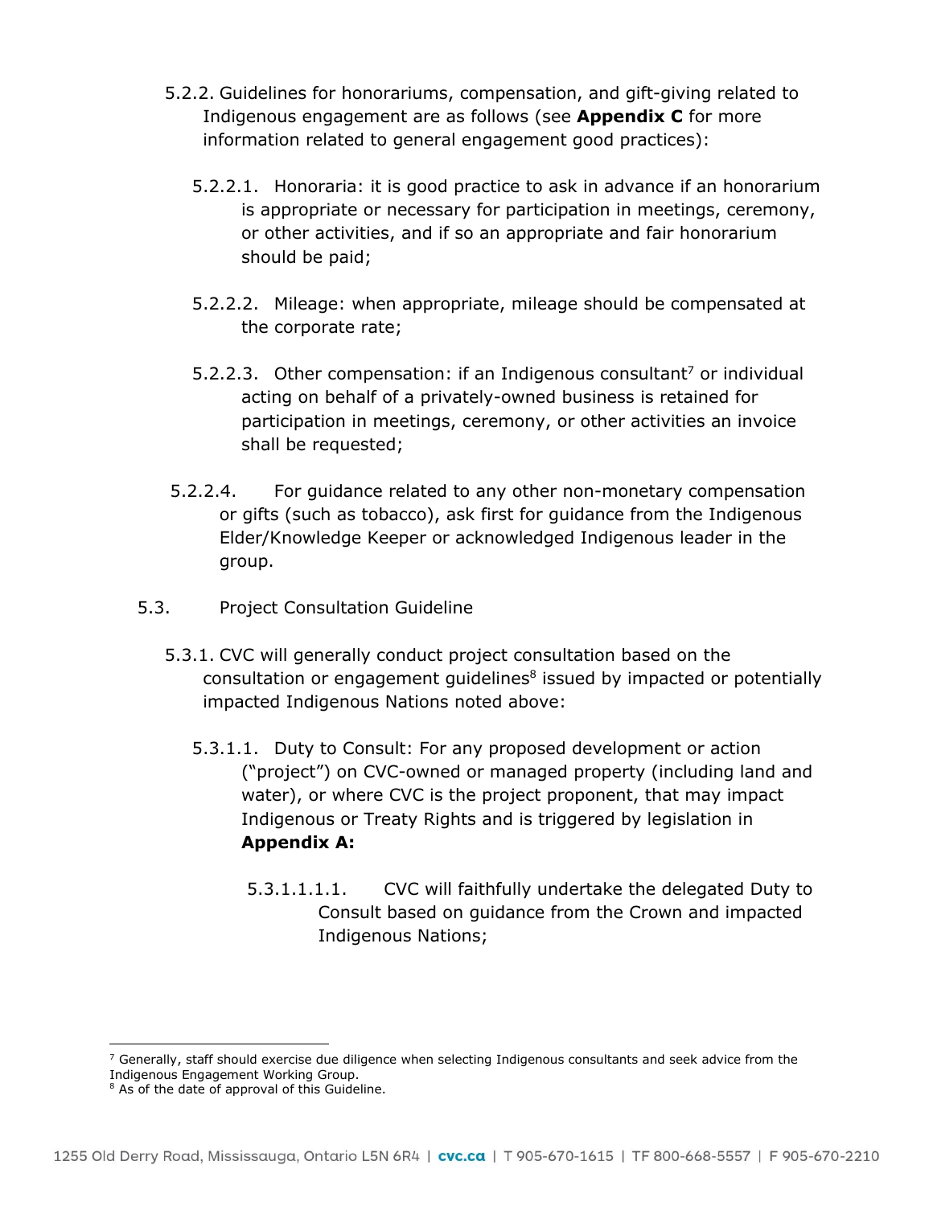5.2.2. Guidelines for honorariums, compensation, and gift-giving related to Indigenous engagement are as follows (see **Appendix C** for more information related to general engagement good practices):

5.2.2.1. Honoraria: it is good practice to ask in advance if an honorarium is appropriate or necessary for participation in meetings, ceremony, or other activities, and if so an appropriate and fair honorarium should be paid;

5.2.2.2. Mileage: when appropriate, mileage should be compensated at the corporate rate;

5.2.2.3. Other compensation: if an Indigenous consultant[7] or individual acting on behalf of a privately-owned business is retained for participation in meetings, ceremony, or other activities an invoice shall be requested;

5.2.2.4. For guidance related to any other non-monetary compensation or gifts (such as tobacco), ask first for guidance from the Indigenous Elder/Knowledge Keeper or acknowledged Indigenous leader in the group.

5.3. Project Consultation Guideline

5.3.1. CVC will generally conduct project consultation based on the consultation or engagement guidelines[8] issued by impacted or potentially impacted Indigenous Nations noted above:

5.3.1.1. Duty to Consult: For any proposed development or action ("project") on CVC-owned or managed property (including land and water), or where CVC is the project proponent, that may impact Indigenous or Treaty Rights and is triggered by legislation in **Appendix A:**

5.3.1.1.1.1. CVC will faithfully undertake the delegated Duty to Consult based on guidance from the Crown and impacted Indigenous Nations;

---

[7] Generally, staff should exercise due diligence when selecting Indigenous consultants and seek advice from the Indigenous Engagement Working Group.

[8] As of the date of approval of this Guideline.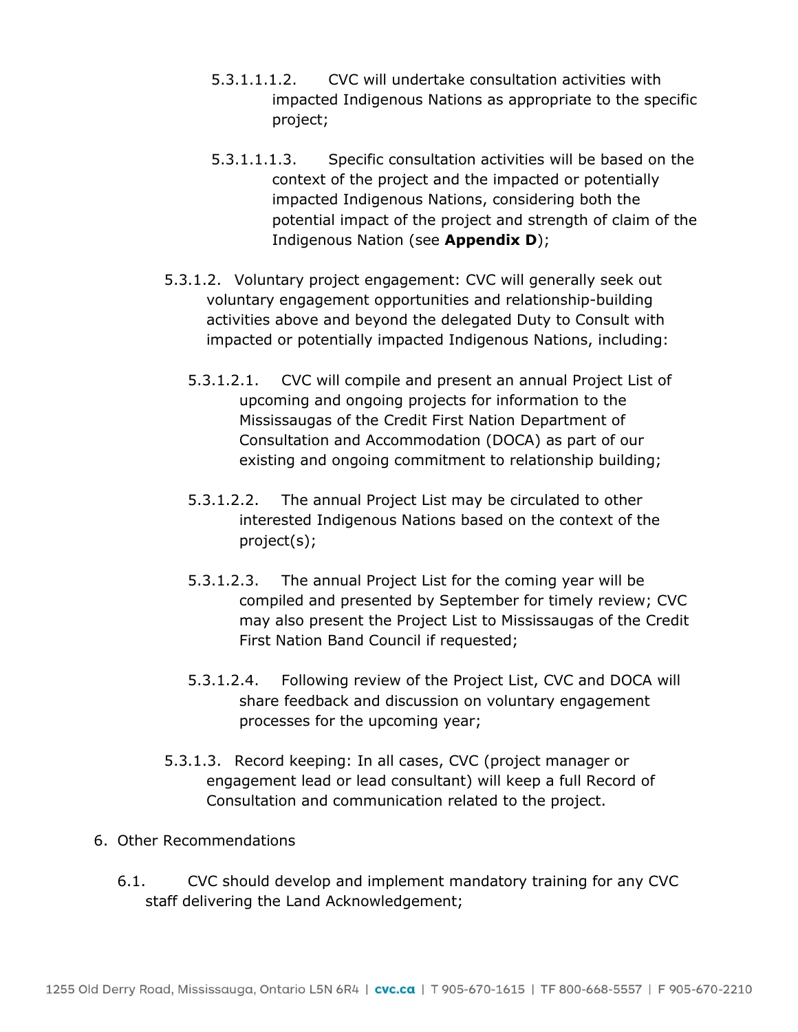5.3.1.1.1.2. CVC will undertake consultation activities with impacted Indigenous Nations as appropriate to the specific project;

5.3.1.1.1.3. Specific consultation activities will be based on the context of the project and the impacted or potentially impacted Indigenous Nations, considering both the potential impact of the project and strength of claim of the Indigenous Nation (see **Appendix D**);

5.3.1.2. Voluntary project engagement: CVC will generally seek out voluntary engagement opportunities and relationship-building activities above and beyond the delegated Duty to Consult with impacted or potentially impacted Indigenous Nations, including:

5.3.1.2.1. CVC will compile and present an annual Project List of upcoming and ongoing projects for information to the Mississaugas of the Credit First Nation Department of Consultation and Accommodation (DOCA) as part of our existing and ongoing commitment to relationship building;

5.3.1.2.2. The annual Project List may be circulated to other interested Indigenous Nations based on the context of the project(s);

5.3.1.2.3. The annual Project List for the coming year will be compiled and presented by September for timely review; CVC may also present the Project List to Mississaugas of the Credit First Nation Band Council if requested;

5.3.1.2.4. Following review of the Project List, CVC and DOCA will share feedback and discussion on voluntary engagement processes for the upcoming year;

5.3.1.3. Record keeping: In all cases, CVC (project manager or engagement lead or lead consultant) will keep a full Record of Consultation and communication related to the project.

6. Other Recommendations

6.1. CVC should develop and implement mandatory training for any CVC staff delivering the Land Acknowledgement;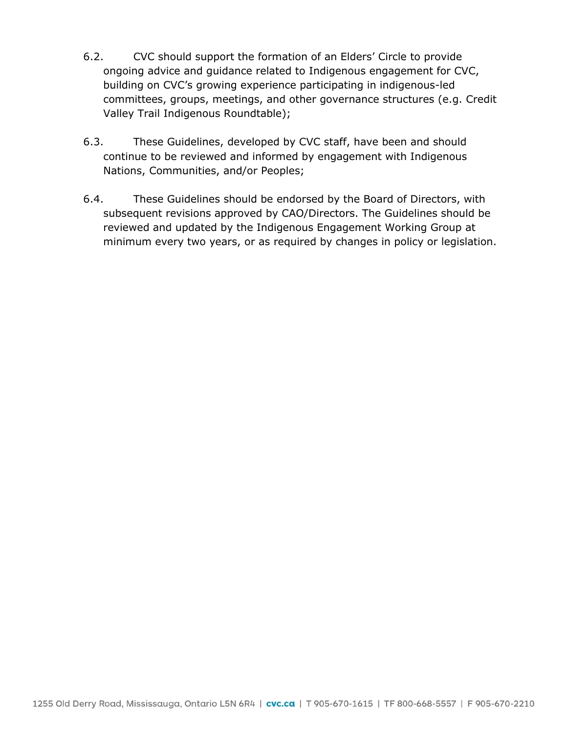6.2. CVC should support the formation of an Elders' Circle to provide ongoing advice and guidance related to Indigenous engagement for CVC, building on CVC's growing experience participating in indigenous-led committees, groups, meetings, and other governance structures (e.g. Credit Valley Trail Indigenous Roundtable);

6.3. These Guidelines, developed by CVC staff, have been and should continue to be reviewed and informed by engagement with Indigenous Nations, Communities, and/or Peoples;

6.4. These Guidelines should be endorsed by the Board of Directors, with subsequent revisions approved by CAO/Directors. The Guidelines should be reviewed and updated by the Indigenous Engagement Working Group at minimum every two years, or as required by changes in policy or legislation.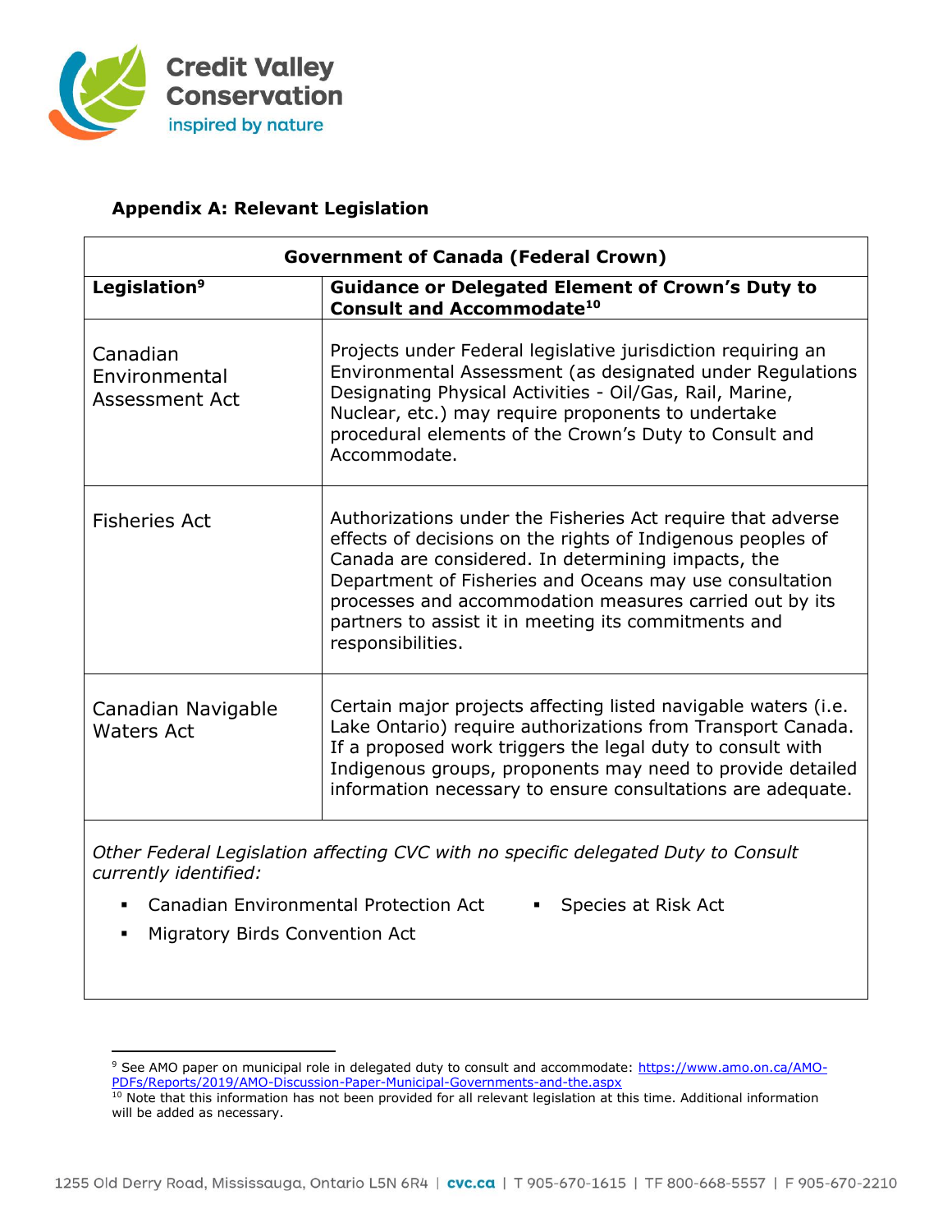### Appendix A: Relevant Legislation

| Government of Canada (Federal Crown) | |
|---|---|
| **Legislation[9]** | **Guidance or Delegated Element of Crown's Duty to Consult and Accommodate[10]** |
| Canadian Environmental Assessment Act | Projects under Federal legislative jurisdiction requiring an Environmental Assessment (as designated under Regulations Designating Physical Activities - Oil/Gas, Rail, Marine, Nuclear, etc.) may require proponents to undertake procedural elements of the Crown's Duty to Consult and Accommodate. |
| Fisheries Act | Authorizations under the Fisheries Act require that adverse effects of decisions on the rights of Indigenous peoples of Canada are considered. In determining impacts, the Department of Fisheries and Oceans may use consultation processes and accommodation measures carried out by its partners to assist it in meeting its commitments and responsibilities. |
| Canadian Navigable Waters Act | Certain major projects affecting listed navigable waters (i.e. Lake Ontario) require authorizations from Transport Canada. If a proposed work triggers the legal duty to consult with Indigenous groups, proponents may need to provide detailed information necessary to ensure consultations are adequate. |

*Other Federal Legislation affecting CVC with no specific delegated Duty to Consult currently identified:*

- Canadian Environmental Protection Act
- Migratory Birds Convention Act
- Species at Risk Act

[9] See AMO paper on municipal role in delegated duty to consult and accommodate: https://www.amo.on.ca/AMO-PDFs/Reports/2019/AMO-Discussion-Paper-Municipal-Governments-and-the.aspx

[10] Note that this information has not been provided for all relevant legislation at this time. Additional information will be added as necessary.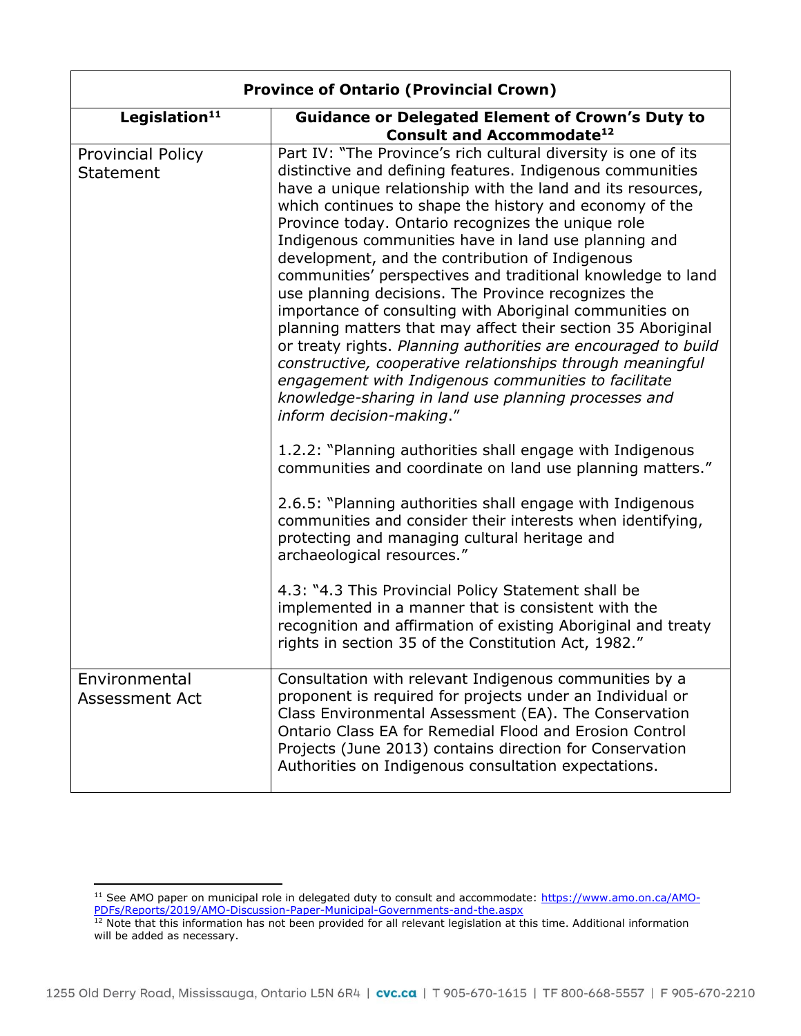| Province of Ontario (Provincial Crown) | |
|---|---|
| **Legislation[11]** | **Guidance or Delegated Element of Crown's Duty to Consult and Accommodate[12]** |
| Provincial Policy Statement | Part IV: "The Province's rich cultural diversity is one of its distinctive and defining features. Indigenous communities have a unique relationship with the land and its resources, which continues to shape the history and economy of the Province today. Ontario recognizes the unique role Indigenous communities have in land use planning and development, and the contribution of Indigenous communities' perspectives and traditional knowledge to land use planning decisions. The Province recognizes the importance of consulting with Aboriginal communities on planning matters that may affect their section 35 Aboriginal or treaty rights. *Planning authorities are encouraged to build constructive, cooperative relationships through meaningful engagement with Indigenous communities to facilitate knowledge-sharing in land use planning processes and inform decision-making*."<br><br>1.2.2: "Planning authorities shall engage with Indigenous communities and coordinate on land use planning matters."<br><br>2.6.5: "Planning authorities shall engage with Indigenous communities and consider their interests when identifying, protecting and managing cultural heritage and archaeological resources."<br><br>4.3: "4.3 This Provincial Policy Statement shall be implemented in a manner that is consistent with the recognition and affirmation of existing Aboriginal and treaty rights in section 35 of the Constitution Act, 1982." |
| Environmental Assessment Act | Consultation with relevant Indigenous communities by a proponent is required for projects under an Individual or Class Environmental Assessment (EA). The Conservation Ontario Class EA for Remedial Flood and Erosion Control Projects (June 2013) contains direction for Conservation Authorities on Indigenous consultation expectations. |

[11] See AMO paper on municipal role in delegated duty to consult and accommodate: https://www.amo.on.ca/AMO-PDFs/Reports/2019/AMO-Discussion-Paper-Municipal-Governments-and-the.aspx

[12] Note that this information has not been provided for all relevant legislation at this time. Additional information will be added as necessary.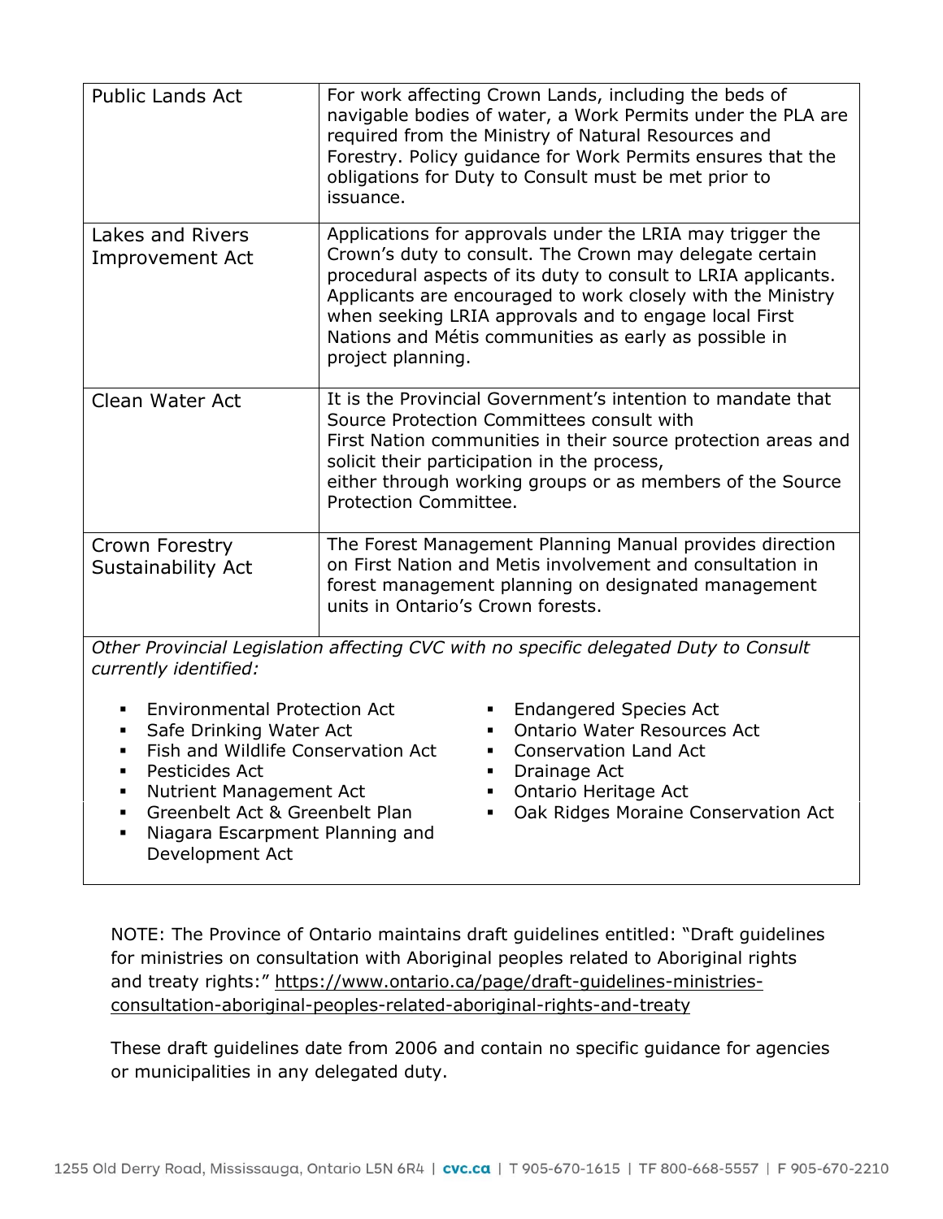| | |
|---|---|
| Public Lands Act | For work affecting Crown Lands, including the beds of navigable bodies of water, a Work Permits under the PLA are required from the Ministry of Natural Resources and Forestry. Policy guidance for Work Permits ensures that the obligations for Duty to Consult must be met prior to issuance. |
| Lakes and Rivers Improvement Act | Applications for approvals under the LRIA may trigger the Crown's duty to consult. The Crown may delegate certain procedural aspects of its duty to consult to LRIA applicants. Applicants are encouraged to work closely with the Ministry when seeking LRIA approvals and to engage local First Nations and Métis communities as early as possible in project planning. |
| Clean Water Act | It is the Provincial Government's intention to mandate that Source Protection Committees consult with First Nation communities in their source protection areas and solicit their participation in the process, either through working groups or as members of the Source Protection Committee. |
| Crown Forestry Sustainability Act | The Forest Management Planning Manual provides direction on First Nation and Metis involvement and consultation in forest management planning on designated management units in Ontario's Crown forests. |

*Other Provincial Legislation affecting CVC with no specific delegated Duty to Consult currently identified:*

- Environmental Protection Act
- Safe Drinking Water Act
- Fish and Wildlife Conservation Act
- Pesticides Act
- Nutrient Management Act
- Greenbelt Act & Greenbelt Plan
- Niagara Escarpment Planning and Development Act
- Endangered Species Act
- Ontario Water Resources Act
- Conservation Land Act
- Drainage Act
- Ontario Heritage Act
- Oak Ridges Moraine Conservation Act

NOTE: The Province of Ontario maintains draft guidelines entitled: "Draft guidelines for ministries on consultation with Aboriginal peoples related to Aboriginal rights and treaty rights:" https://www.ontario.ca/page/draft-guidelines-ministries-consultation-aboriginal-peoples-related-aboriginal-rights-and-treaty

These draft guidelines date from 2006 and contain no specific guidance for agencies or municipalities in any delegated duty.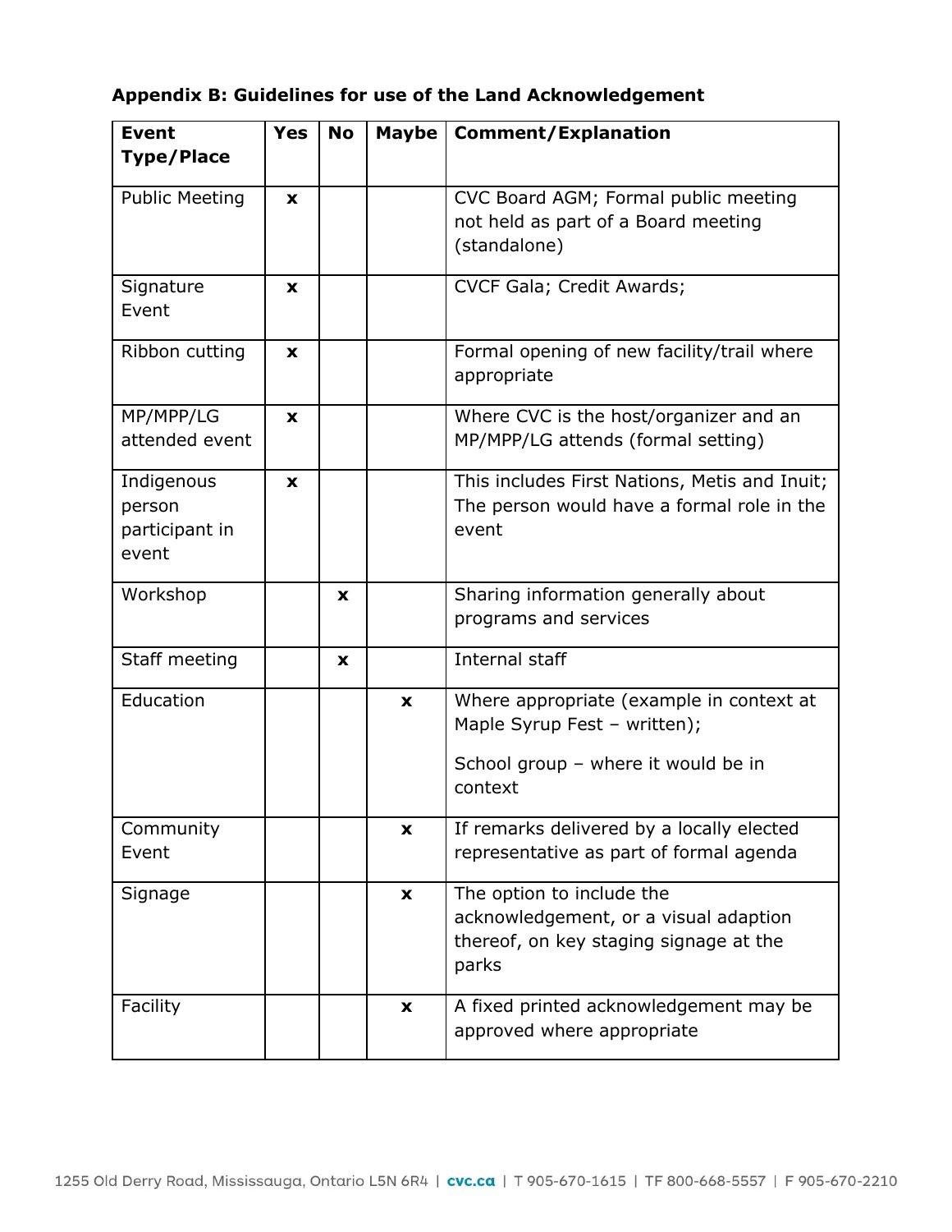**Appendix B: Guidelines for use of the Land Acknowledgement**

| Event Type/Place | Yes | No | Maybe | Comment/Explanation |
|---|---|---|---|---|
| Public Meeting | x | | | CVC Board AGM; Formal public meeting not held as part of a Board meeting (standalone) |
| Signature Event | x | | | CVCF Gala; Credit Awards; |
| Ribbon cutting | x | | | Formal opening of new facility/trail where appropriate |
| MP/MPP/LG attended event | x | | | Where CVC is the host/organizer and an MP/MPP/LG attends (formal setting) |
| Indigenous person participant in event | x | | | This includes First Nations, Metis and Inuit; The person would have a formal role in the event |
| Workshop | | x | | Sharing information generally about programs and services |
| Staff meeting | | x | | Internal staff |
| Education | | | x | Where appropriate (example in context at Maple Syrup Fest – written); School group – where it would be in context |
| Community Event | | | x | If remarks delivered by a locally elected representative as part of formal agenda |
| Signage | | | x | The option to include the acknowledgement, or a visual adaption thereof, on key staging signage at the parks |
| Facility | | | x | A fixed printed acknowledgement may be approved where appropriate |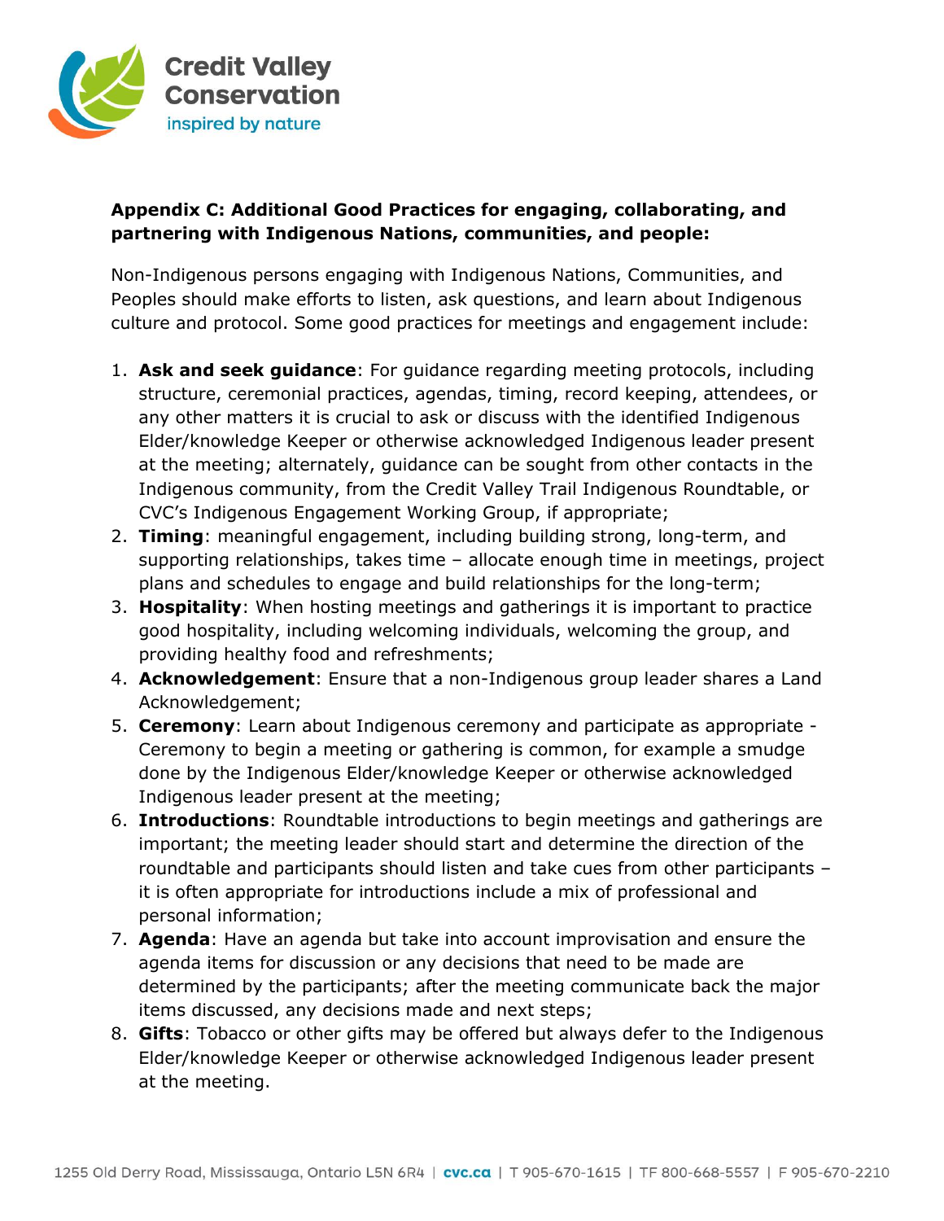**Appendix C: Additional Good Practices for engaging, collaborating, and partnering with Indigenous Nations, communities, and people:**

Non-Indigenous persons engaging with Indigenous Nations, Communities, and Peoples should make efforts to listen, ask questions, and learn about Indigenous culture and protocol. Some good practices for meetings and engagement include:

1. **Ask and seek guidance**: For guidance regarding meeting protocols, including structure, ceremonial practices, agendas, timing, record keeping, attendees, or any other matters it is crucial to ask or discuss with the identified Indigenous Elder/knowledge Keeper or otherwise acknowledged Indigenous leader present at the meeting; alternately, guidance can be sought from other contacts in the Indigenous community, from the Credit Valley Trail Indigenous Roundtable, or CVC's Indigenous Engagement Working Group, if appropriate;
2. **Timing**: meaningful engagement, including building strong, long-term, and supporting relationships, takes time – allocate enough time in meetings, project plans and schedules to engage and build relationships for the long-term;
3. **Hospitality**: When hosting meetings and gatherings it is important to practice good hospitality, including welcoming individuals, welcoming the group, and providing healthy food and refreshments;
4. **Acknowledgement**: Ensure that a non-Indigenous group leader shares a Land Acknowledgement;
5. **Ceremony**: Learn about Indigenous ceremony and participate as appropriate - Ceremony to begin a meeting or gathering is common, for example a smudge done by the Indigenous Elder/knowledge Keeper or otherwise acknowledged Indigenous leader present at the meeting;
6. **Introductions**: Roundtable introductions to begin meetings and gatherings are important; the meeting leader should start and determine the direction of the roundtable and participants should listen and take cues from other participants – it is often appropriate for introductions include a mix of professional and personal information;
7. **Agenda**: Have an agenda but take into account improvisation and ensure the agenda items for discussion or any decisions that need to be made are determined by the participants; after the meeting communicate back the major items discussed, any decisions made and next steps;
8. **Gifts**: Tobacco or other gifts may be offered but always defer to the Indigenous Elder/knowledge Keeper or otherwise acknowledged Indigenous leader present at the meeting.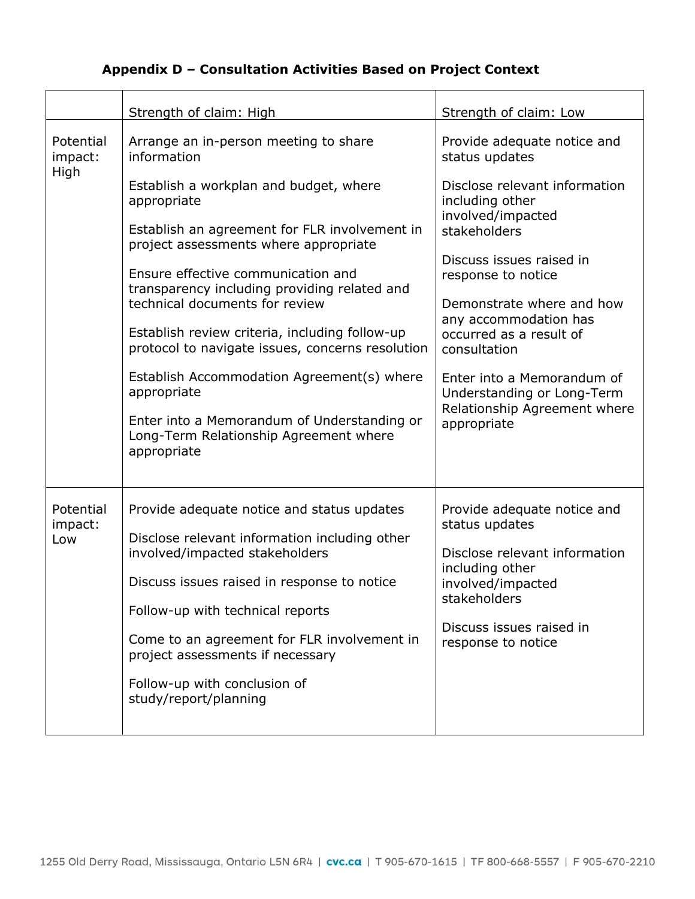### Appendix D – Consultation Activities Based on Project Context

| | Strength of claim: High | Strength of claim: Low |
|---|---|---|
| Potential impact: High | Arrange an in-person meeting to share information<br><br>Establish a workplan and budget, where appropriate<br><br>Establish an agreement for FLR involvement in project assessments where appropriate<br><br>Ensure effective communication and transparency including providing related and technical documents for review<br><br>Establish review criteria, including follow-up protocol to navigate issues, concerns resolution<br><br>Establish Accommodation Agreement(s) where appropriate<br><br>Enter into a Memorandum of Understanding or Long-Term Relationship Agreement where appropriate | Provide adequate notice and status updates<br><br>Disclose relevant information including other involved/impacted stakeholders<br><br>Discuss issues raised in response to notice<br><br>Demonstrate where and how any accommodation has occurred as a result of consultation<br><br>Enter into a Memorandum of Understanding or Long-Term Relationship Agreement where appropriate |
| Potential impact: Low | Provide adequate notice and status updates<br><br>Disclose relevant information including other involved/impacted stakeholders<br><br>Discuss issues raised in response to notice<br><br>Follow-up with technical reports<br><br>Come to an agreement for FLR involvement in project assessments if necessary<br><br>Follow-up with conclusion of study/report/planning | Provide adequate notice and status updates<br><br>Disclose relevant information including other involved/impacted stakeholders<br><br>Discuss issues raised in response to notice |